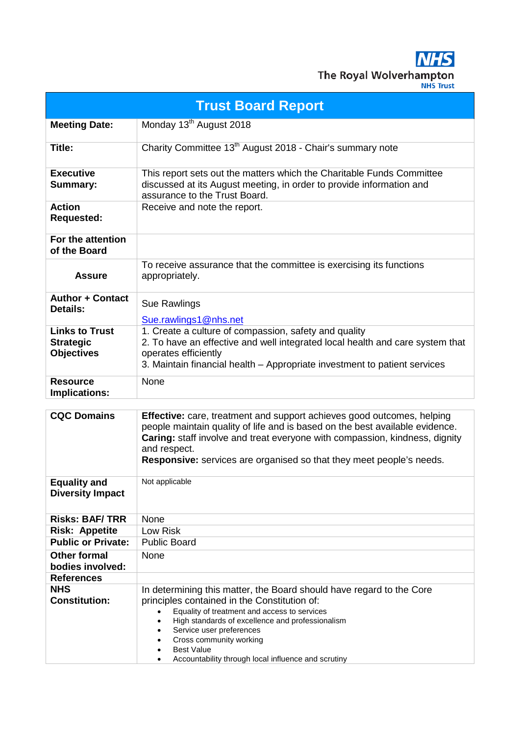The Royal Wolverhampton NHS Trust

# Trust Board Report

| | |
|---|---|
| **Meeting Date:** | Monday 13th August 2018 |
| **Title:** | Charity Committee 13th August 2018 - Chair's summary note |
| **Executive Summary:** | This report sets out the matters which the Charitable Funds Committee discussed at its August meeting, in order to provide information and assurance to the Trust Board. |
| **Action Requested:** | Receive and note the report. |
| **For the attention of the Board** | |
| **Assure** | To receive assurance that the committee is exercising its functions appropriately. |
| **Author + Contact Details:** | Sue Rawlings<br>Sue.rawlings1@nhs.net |
| **Links to Trust Strategic Objectives** | 1. Create a culture of compassion, safety and quality<br>2. To have an effective and well integrated local health and care system that operates efficiently<br>3. Maintain financial health – Appropriate investment to patient services |
| **Resource Implications:** | None |

| | |
|---|---|
| **CQC Domains** | **Effective:** care, treatment and support achieves good outcomes, helping people maintain quality of life and is based on the best available evidence.<br>**Caring:** staff involve and treat everyone with compassion, kindness, dignity and respect.<br>**Responsive:** services are organised so that they meet people's needs. |
| **Equality and Diversity Impact** | Not applicable |
| **Risks: BAF/ TRR** | None |
| **Risk: Appetite** | Low Risk |
| **Public or Private:** | Public Board |
| **Other formal bodies involved:** | None |
| **References** | |
| **NHS Constitution:** | In determining this matter, the Board should have regard to the Core principles contained in the Constitution of:<br>• Equality of treatment and access to services<br>• High standards of excellence and professionalism<br>• Service user preferences<br>• Cross community working<br>• Best Value<br>• Accountability through local influence and scrutiny |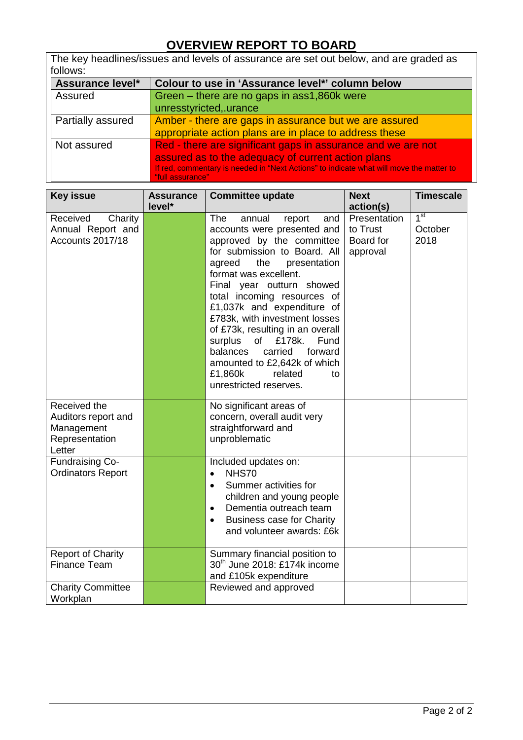# OVERVIEW REPORT TO BOARD

The key headlines/issues and levels of assurance are set out below, and are graded as follows:

| Assurance level* | Colour to use in 'Assurance level*' column below |
|---|---|
| Assured | Green – there are no gaps in ass1,860k were unresstyricted,.urance |
| Partially assured | Amber - there are gaps in assurance but we are assured appropriate action plans are in place to address these |
| Not assured | Red - there are significant gaps in assurance and we are not assured as to the adequacy of current action plans<br>If red, commentary is needed in "Next Actions" to indicate what will move the matter to "full assurance" |

| Key issue | Assurance level* | Committee update | Next action(s) | Timescale |
|---|---|---|---|---|
| Received Charity Annual Report and Accounts 2017/18 | | The annual report and accounts were presented and approved by the committee for submission to Board. All agreed the presentation format was excellent.<br>Final year outturn showed total incoming resources of £1,037k and expenditure of £783k, with investment losses of £73k, resulting in an overall surplus of £178k. Fund balances carried forward amounted to £2,642k of which £1,860k related to unrestricted reserves. | Presentation to Trust Board for approval | 1st October 2018 |
| Received the Auditors report and Management Representation Letter | | No significant areas of concern, overall audit very straightforward and unproblematic | | |
| Fundraising Co-Ordinators Report | | Included updates on:<br>• NHS70<br>• Summer activities for children and young people<br>• Dementia outreach team<br>• Business case for Charity and volunteer awards: £6k | | |
| Report of Charity Finance Team | | Summary financial position to 30th June 2018: £174k income and £105k expenditure | | |
| Charity Committee Workplan | | Reviewed and approved | | |